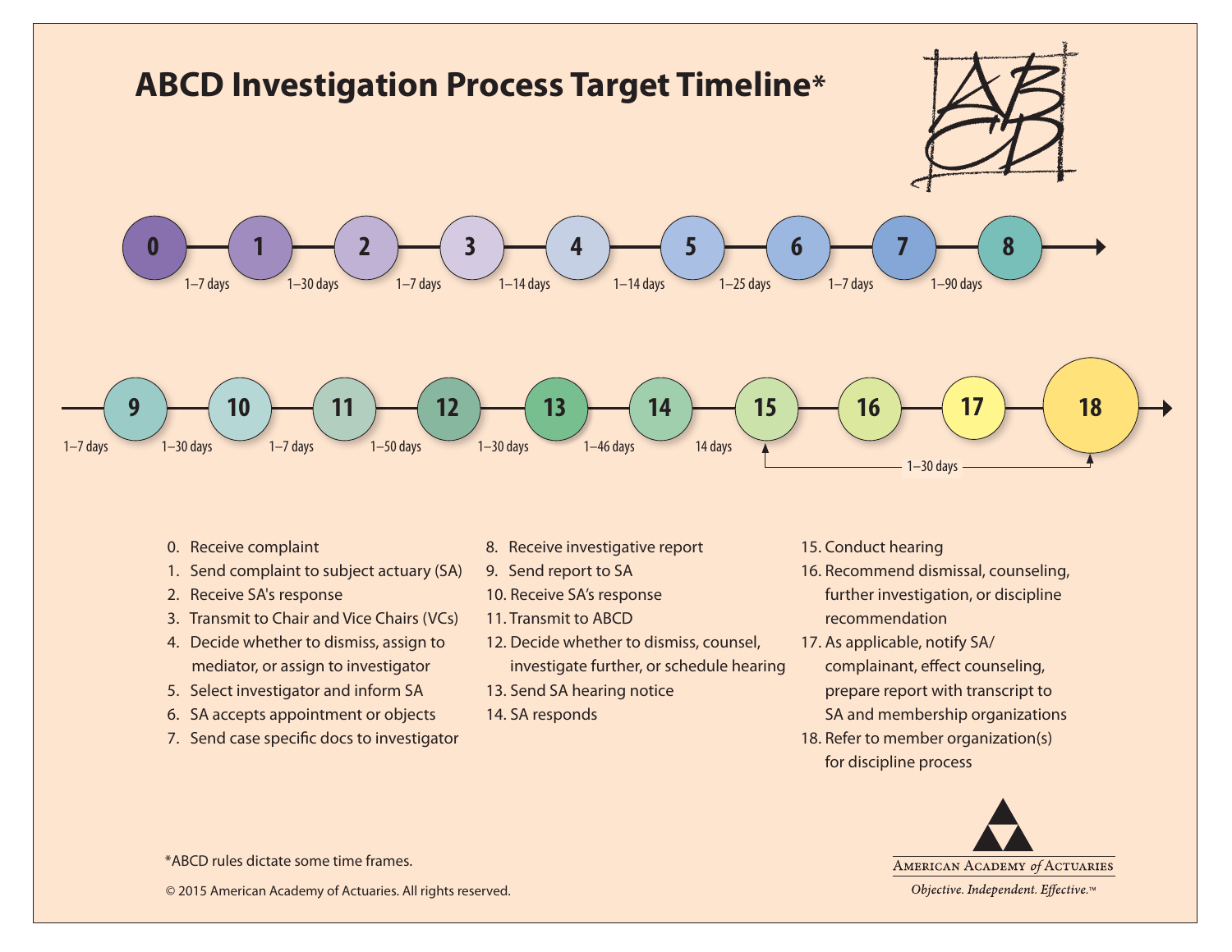# ABCD Investigation Process Target Timeline*

| From step | To step | Target time |
| --- | --- | --- |
| 0 | 1 | 1–7 days |
| 1 | 2 | 1–30 days |
| 2 | 3 | 1–7 days |
| 3 | 4 | 1–14 days |
| 4 | 5 | 1–14 days |
| 5 | 6 | 1–25 days |
| 6 | 7 | 1–7 days |
| 7 | 8 | 1–90 days |
| 8 | 9 | 1–7 days |
| 9 | 10 | 1–30 days |
| 10 | 11 | 1–7 days |
| 11 | 12 | 1–50 days |
| 12 | 13 | 1–30 days |
| 13 | 14 | 1–46 days |
| 14 | 15 | 14 days |
| 15 | 18 | 1–30 days |

0. Receive complaint
1. Send complaint to subject actuary (SA)
2. Receive SA's response
3. Transmit to Chair and Vice Chairs (VCs)
4. Decide whether to dismiss, assign to mediator, or assign to investigator
5. Select investigator and inform SA
6. SA accepts appointment or objects
7. Send case specific docs to investigator
8. Receive investigative report
9. Send report to SA
10. Receive SA's response
11. Transmit to ABCD
12. Decide whether to dismiss, counsel, investigate further, or schedule hearing
13. Send SA hearing notice
14. SA responds
15. Conduct hearing
16. Recommend dismissal, counseling, further investigation, or discipline recommendation
17. As applicable, notify SA/complainant, effect counseling, prepare report with transcript to SA and membership organizations
18. Refer to member organization(s) for discipline process

*ABCD rules dictate some time frames.

© 2015 American Academy of Actuaries. All rights reserved.

American Academy *of* Actuaries

*Objective. Independent. Effective.*™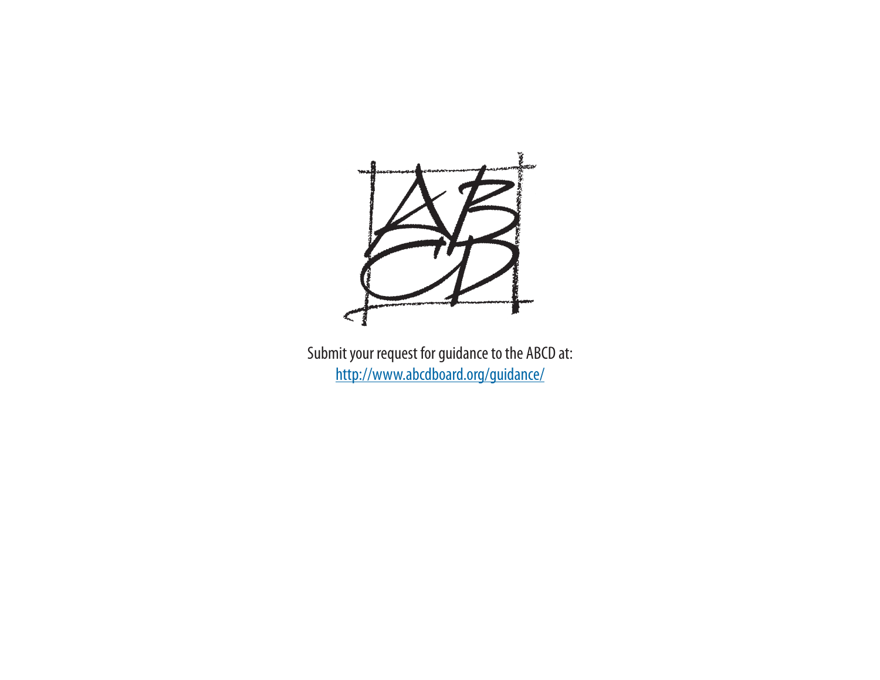Submit your request for guidance to the ABCD at:

http://www.abcdboard.org/guidance/